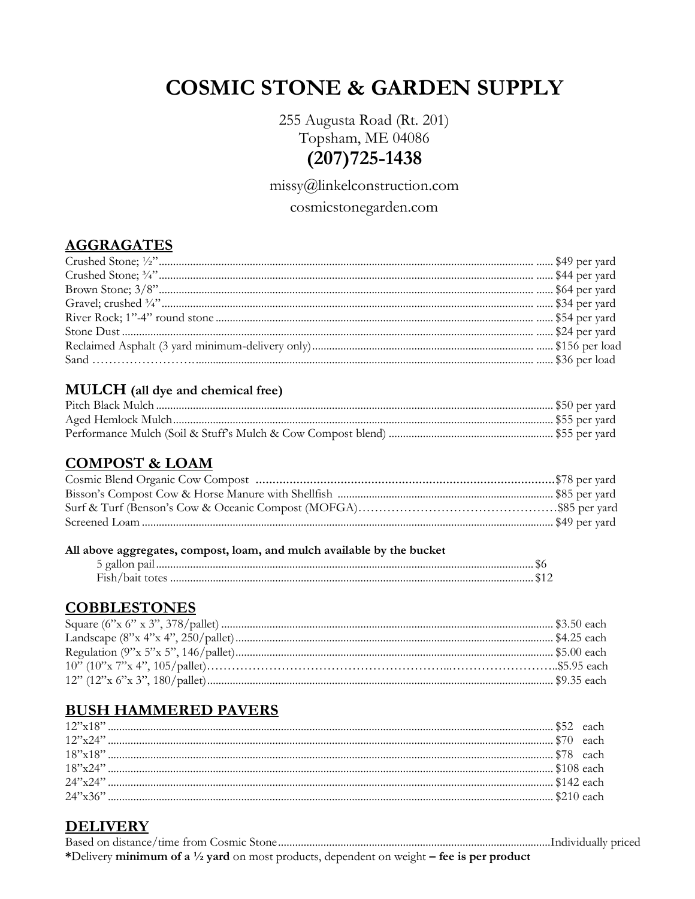# COSMIC STONE & GARDEN SUPPLY

255 Augusta Road (Rt. 201)
Topsham, ME 04086
**(207)725-1438**

missy@linkelconstruction.com
cosmicstonegarden.com

## AGGRAGATES

| | |
|---|---|
| Crushed Stone; ½” | $49 per yard |
| Crushed Stone; ¾” | $44 per yard |
| Brown Stone; 3/8” | $64 per yard |
| Gravel; crushed ¾” | $34 per yard |
| River Rock; 1”-4” round stone | $54 per yard |
| Stone Dust | $24 per yard |
| Reclaimed Asphalt (3 yard minimum-delivery only) | $156 per load |
| Sand | $36 per load |

## MULCH (all dye and chemical free)

| | |
|---|---|
| Pitch Black Mulch | $50 per yard |
| Aged Hemlock Mulch | $55 per yard |
| Performance Mulch (Soil & Stuff’s Mulch & Cow Compost blend) | $55 per yard |

## COMPOST & LOAM

| | |
|---|---|
| Cosmic Blend Organic Cow Compost | $78 per yard |
| Bisson’s Compost Cow & Horse Manure with Shellfish | $85 per yard |
| Surf & Turf (Benson’s Cow & Oceanic Compost (MOFGA) | $85 per yard |
| Screened Loam | $49 per yard |

**All above aggregates, compost, loam, and mulch available by the bucket**

| | |
|---|---|
| 5 gallon pail | $6 |
| Fish/bait totes | $12 |

## COBBLESTONES

| | |
|---|---|
| Square (6”x 6” x 3”, 378/pallet) | $3.50 each |
| Landscape (8”x 4”x 4”, 250/pallet) | $4.25 each |
| Regulation (9”x 5”x 5”, 146/pallet) | $5.00 each |
| 10” (10”x 7”x 4”, 105/pallet) | $5.95 each |
| 12” (12”x 6”x 3”, 180/pallet) | $9.35 each |

## BUSH HAMMERED PAVERS

| | |
|---|---|
| 12”x18” | $52 each |
| 12”x24” | $70 each |
| 18”x18” | $78 each |
| 18”x24” | $108 each |
| 24”x24” | $142 each |
| 24”x36” | $210 each |

## DELIVERY

| | |
|---|---|
| Based on distance/time from Cosmic Stone | Individually priced |

***Delivery minimum of a ½ yard** on most products, dependent on weight **– fee is per product**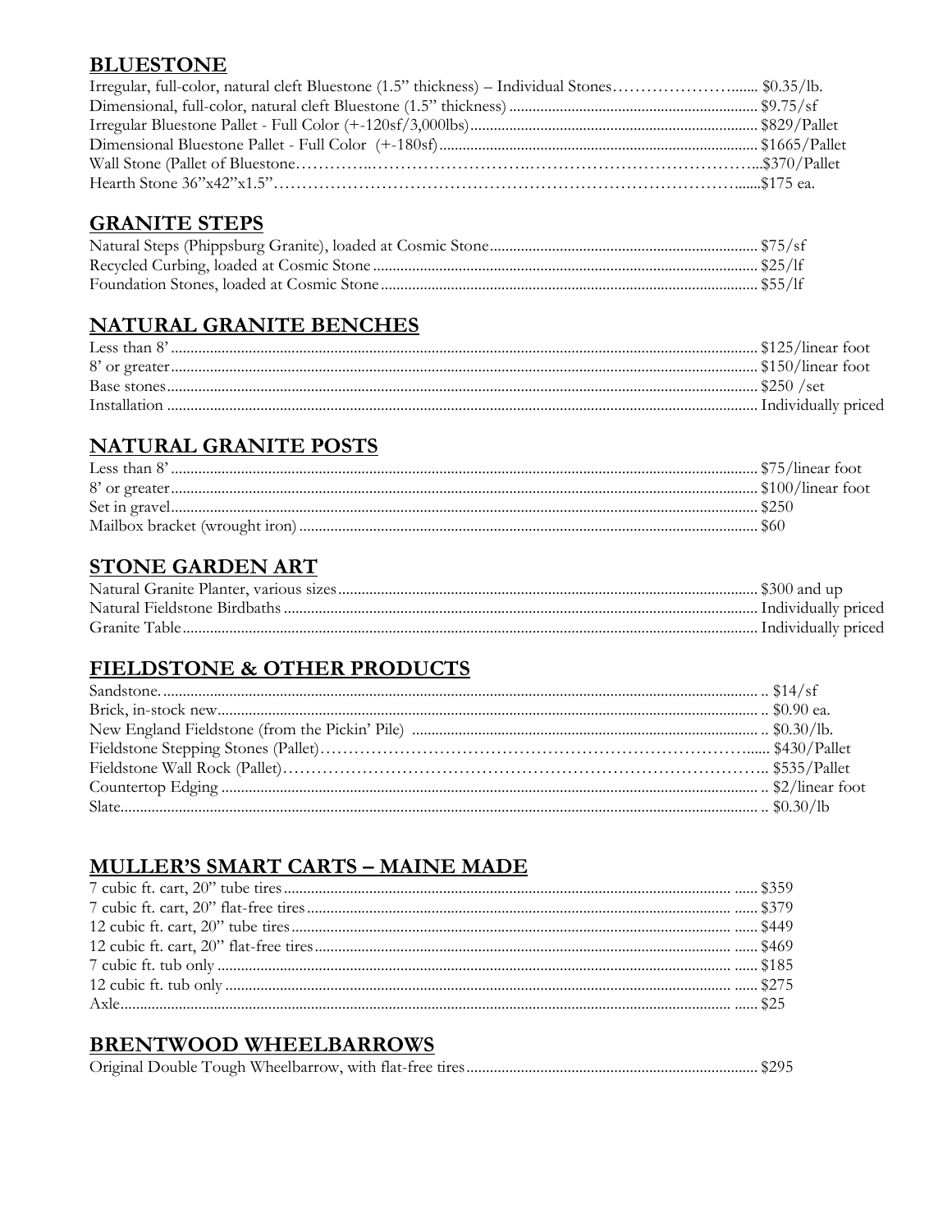## BLUESTONE

| | |
|---|---|
| Irregular, full-color, natural cleft Bluestone (1.5" thickness) – Individual Stones | $0.35/lb. |
| Dimensional, full-color, natural cleft Bluestone (1.5" thickness) | $9.75/sf |
| Irregular Bluestone Pallet - Full Color (+-120sf/3,000lbs) | $829/Pallet |
| Dimensional Bluestone Pallet - Full Color (+-180sf) | $1665/Pallet |
| Wall Stone (Pallet of Bluestone | $370/Pallet |
| Hearth Stone 36"x42"x1.5" | $175 ea. |

## GRANITE STEPS

| | |
|---|---|
| Natural Steps (Phippsburg Granite), loaded at Cosmic Stone | $75/sf |
| Recycled Curbing, loaded at Cosmic Stone | $25/lf |
| Foundation Stones, loaded at Cosmic Stone | $55/lf |

## NATURAL GRANITE BENCHES

| | |
|---|---|
| Less than 8' | $125/linear foot |
| 8' or greater | $150/linear foot |
| Base stones | $250 /set |
| Installation | Individually priced |

## NATURAL GRANITE POSTS

| | |
|---|---|
| Less than 8' | $75/linear foot |
| 8' or greater | $100/linear foot |
| Set in gravel | $250 |
| Mailbox bracket (wrought iron) | $60 |

## STONE GARDEN ART

| | |
|---|---|
| Natural Granite Planter, various sizes | $300 and up |
| Natural Fieldstone Birdbaths | Individually priced |
| Granite Table | Individually priced |

## FIELDSTONE & OTHER PRODUCTS

| | |
|---|---|
| Sandstone. | $14/sf |
| Brick, in-stock new | $0.90 ea. |
| New England Fieldstone (from the Pickin' Pile) | $0.30/lb. |
| Fieldstone Stepping Stones (Pallet) | $430/Pallet |
| Fieldstone Wall Rock (Pallet) | $535/Pallet |
| Countertop Edging | $2/linear foot |
| Slate | $0.30/lb |

## MULLER'S SMART CARTS – MAINE MADE

| | |
|---|---|
| 7 cubic ft. cart, 20" tube tires | $359 |
| 7 cubic ft. cart, 20" flat-free tires | $379 |
| 12 cubic ft. cart, 20" tube tires | $449 |
| 12 cubic ft. cart, 20" flat-free tires | $469 |
| 7 cubic ft. tub only | $185 |
| 12 cubic ft. tub only | $275 |
| Axle | $25 |

## BRENTWOOD WHEELBARROWS

| | |
|---|---|
| Original Double Tough Wheelbarrow, with flat-free tires | $295 |